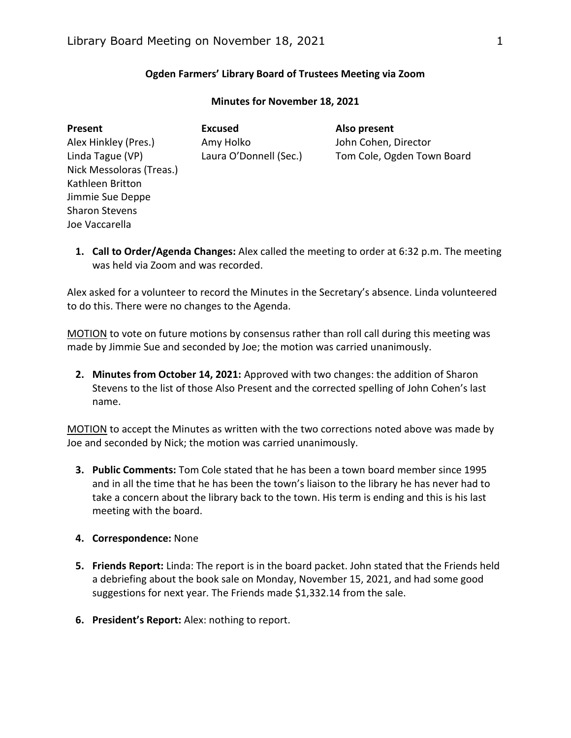**Ogden Farmers' Library Board of Trustees Meeting via Zoom**

**Minutes for November 18, 2021**

| **Present** | **Excused** | **Also present** |
|---|---|---|
| Alex Hinkley (Pres.) | Amy Holko | John Cohen, Director |
| Linda Tague (VP) | Laura O'Donnell (Sec.) | Tom Cole, Ogden Town Board |
| Nick Messoloras (Treas.) | | |
| Kathleen Britton | | |
| Jimmie Sue Deppe | | |
| Sharon Stevens | | |
| Joe Vaccarella | | |

1. **Call to Order/Agenda Changes:** Alex called the meeting to order at 6:32 p.m. The meeting was held via Zoom and was recorded.

Alex asked for a volunteer to record the Minutes in the Secretary's absence. Linda volunteered to do this. There were no changes to the Agenda.

<u>MOTION</u> to vote on future motions by consensus rather than roll call during this meeting was made by Jimmie Sue and seconded by Joe; the motion was carried unanimously.

2. **Minutes from October 14, 2021:** Approved with two changes: the addition of Sharon Stevens to the list of those Also Present and the corrected spelling of John Cohen's last name.

<u>MOTION</u> to accept the Minutes as written with the two corrections noted above was made by Joe and seconded by Nick; the motion was carried unanimously.

3. **Public Comments:** Tom Cole stated that he has been a town board member since 1995 and in all the time that he has been the town's liaison to the library he has never had to take a concern about the library back to the town. His term is ending and this is his last meeting with the board.

4. **Correspondence:** None

5. **Friends Report:** Linda: The report is in the board packet. John stated that the Friends held a debriefing about the book sale on Monday, November 15, 2021, and had some good suggestions for next year. The Friends made $1,332.14 from the sale.

6. **President's Report:** Alex: nothing to report.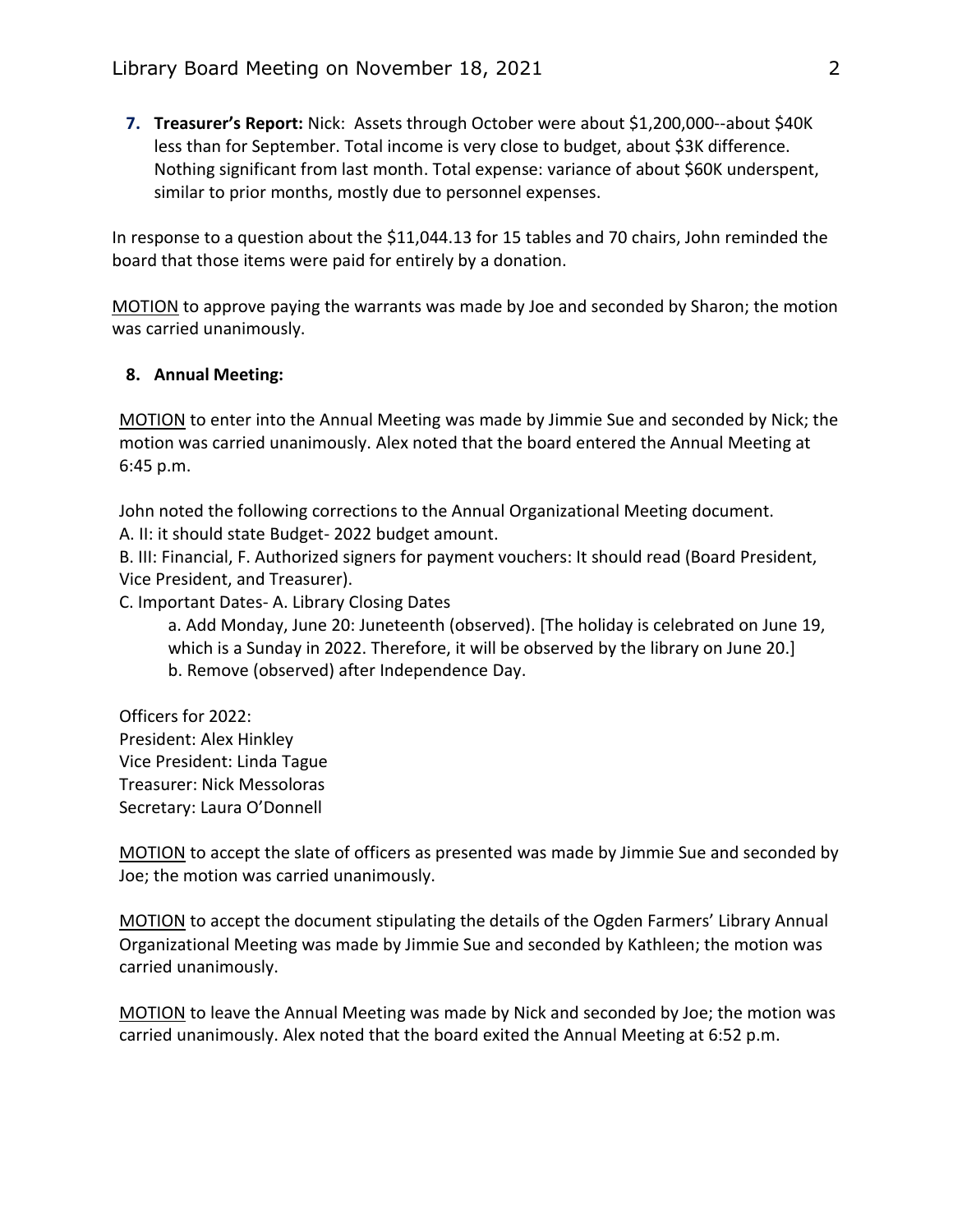7. **Treasurer's Report:** Nick: Assets through October were about $1,200,000--about $40K less than for September. Total income is very close to budget, about $3K difference. Nothing significant from last month. Total expense: variance of about $60K underspent, similar to prior months, mostly due to personnel expenses.

In response to a question about the $11,044.13 for 15 tables and 70 chairs, John reminded the board that those items were paid for entirely by a donation.

<u>MOTION</u> to approve paying the warrants was made by Joe and seconded by Sharon; the motion was carried unanimously.

8. **Annual Meeting:**

<u>MOTION</u> to enter into the Annual Meeting was made by Jimmie Sue and seconded by Nick; the motion was carried unanimously. Alex noted that the board entered the Annual Meeting at 6:45 p.m.

John noted the following corrections to the Annual Organizational Meeting document.

A. II: it should state Budget- 2022 budget amount.

B. III: Financial, F. Authorized signers for payment vouchers: It should read (Board President, Vice President, and Treasurer).

C. Important Dates- A. Library Closing Dates

a. Add Monday, June 20: Juneteenth (observed). [The holiday is celebrated on June 19, which is a Sunday in 2022. Therefore, it will be observed by the library on June 20.]

b. Remove (observed) after Independence Day.

Officers for 2022:
President: Alex Hinkley
Vice President: Linda Tague
Treasurer: Nick Messoloras
Secretary: Laura O'Donnell

<u>MOTION</u> to accept the slate of officers as presented was made by Jimmie Sue and seconded by Joe; the motion was carried unanimously.

<u>MOTION</u> to accept the document stipulating the details of the Ogden Farmers' Library Annual Organizational Meeting was made by Jimmie Sue and seconded by Kathleen; the motion was carried unanimously.

<u>MOTION</u> to leave the Annual Meeting was made by Nick and seconded by Joe; the motion was carried unanimously. Alex noted that the board exited the Annual Meeting at 6:52 p.m.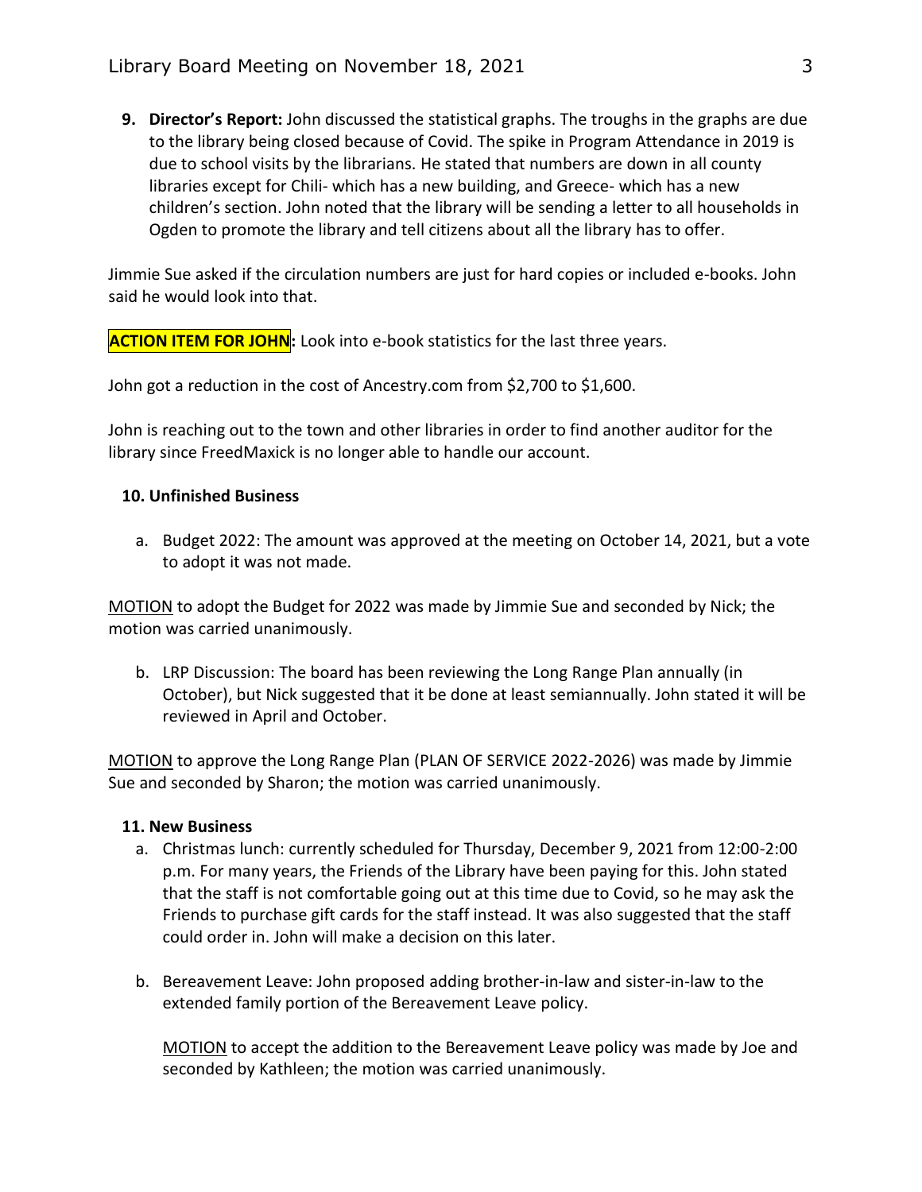9. **Director's Report:** John discussed the statistical graphs. The troughs in the graphs are due to the library being closed because of Covid. The spike in Program Attendance in 2019 is due to school visits by the librarians. He stated that numbers are down in all county libraries except for Chili- which has a new building, and Greece- which has a new children's section. John noted that the library will be sending a letter to all households in Ogden to promote the library and tell citizens about all the library has to offer.

Jimmie Sue asked if the circulation numbers are just for hard copies or included e-books. John said he would look into that.

**ACTION ITEM FOR JOHN:** Look into e-book statistics for the last three years.

John got a reduction in the cost of Ancestry.com from $2,700 to $1,600.

John is reaching out to the town and other libraries in order to find another auditor for the library since FreedMaxick is no longer able to handle our account.

**10. Unfinished Business**

a. Budget 2022: The amount was approved at the meeting on October 14, 2021, but a vote to adopt it was not made.

MOTION to adopt the Budget for 2022 was made by Jimmie Sue and seconded by Nick; the motion was carried unanimously.

b. LRP Discussion: The board has been reviewing the Long Range Plan annually (in October), but Nick suggested that it be done at least semiannually. John stated it will be reviewed in April and October.

MOTION to approve the Long Range Plan (PLAN OF SERVICE 2022-2026) was made by Jimmie Sue and seconded by Sharon; the motion was carried unanimously.

**11. New Business**

a. Christmas lunch: currently scheduled for Thursday, December 9, 2021 from 12:00-2:00 p.m. For many years, the Friends of the Library have been paying for this. John stated that the staff is not comfortable going out at this time due to Covid, so he may ask the Friends to purchase gift cards for the staff instead. It was also suggested that the staff could order in. John will make a decision on this later.

b. Bereavement Leave: John proposed adding brother-in-law and sister-in-law to the extended family portion of the Bereavement Leave policy.

   MOTION to accept the addition to the Bereavement Leave policy was made by Joe and seconded by Kathleen; the motion was carried unanimously.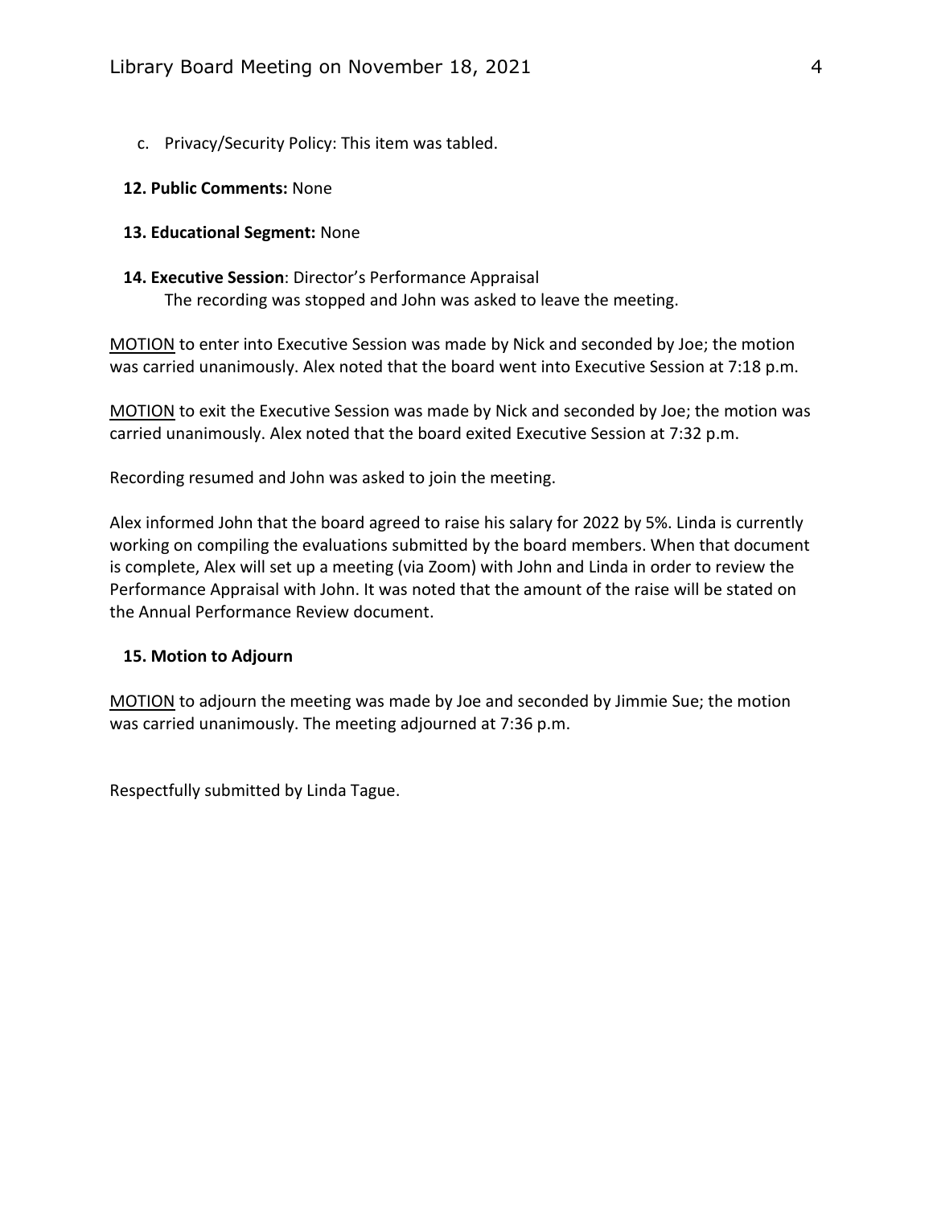c. Privacy/Security Policy: This item was tabled.

**12. Public Comments:** None

**13. Educational Segment:** None

**14. Executive Session**: Director's Performance Appraisal
The recording was stopped and John was asked to leave the meeting.

<u>MOTION</u> to enter into Executive Session was made by Nick and seconded by Joe; the motion was carried unanimously. Alex noted that the board went into Executive Session at 7:18 p.m.

<u>MOTION</u> to exit the Executive Session was made by Nick and seconded by Joe; the motion was carried unanimously. Alex noted that the board exited Executive Session at 7:32 p.m.

Recording resumed and John was asked to join the meeting.

Alex informed John that the board agreed to raise his salary for 2022 by 5%. Linda is currently working on compiling the evaluations submitted by the board members. When that document is complete, Alex will set up a meeting (via Zoom) with John and Linda in order to review the Performance Appraisal with John. It was noted that the amount of the raise will be stated on the Annual Performance Review document.

**15. Motion to Adjourn**

<u>MOTION</u> to adjourn the meeting was made by Joe and seconded by Jimmie Sue; the motion was carried unanimously. The meeting adjourned at 7:36 p.m.

Respectfully submitted by Linda Tague.